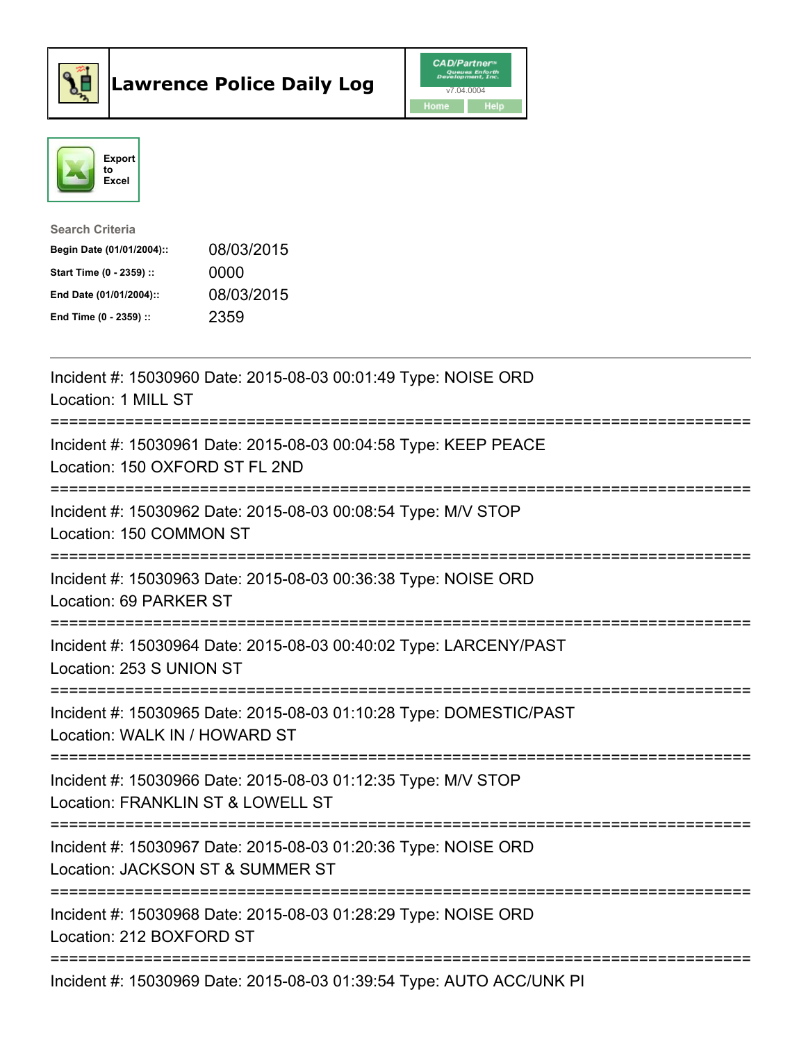# Lawrence Police Daily Log

CAD/Partner v7.04.0004

Home Help

Export to Excel

**Search Criteria**

| | |
|---|---|
| **Begin Date (01/01/2004)::** | 08/03/2015 |
| **Start Time (0 - 2359) ::** | 0000 |
| **End Date (01/01/2004)::** | 08/03/2015 |
| **End Time (0 - 2359) ::** | 2359 |

Incident #: 15030960 Date: 2015-08-03 00:01:49 Type: NOISE ORD
Location: 1 MILL ST

===========================================================================

Incident #: 15030961 Date: 2015-08-03 00:04:58 Type: KEEP PEACE
Location: 150 OXFORD ST FL 2ND

===========================================================================

Incident #: 15030962 Date: 2015-08-03 00:08:54 Type: M/V STOP
Location: 150 COMMON ST

===========================================================================

Incident #: 15030963 Date: 2015-08-03 00:36:38 Type: NOISE ORD
Location: 69 PARKER ST

===========================================================================

Incident #: 15030964 Date: 2015-08-03 00:40:02 Type: LARCENY/PAST
Location: 253 S UNION ST

===========================================================================

Incident #: 15030965 Date: 2015-08-03 01:10:28 Type: DOMESTIC/PAST
Location: WALK IN / HOWARD ST

===========================================================================

Incident #: 15030966 Date: 2015-08-03 01:12:35 Type: M/V STOP
Location: FRANKLIN ST & LOWELL ST

===========================================================================

Incident #: 15030967 Date: 2015-08-03 01:20:36 Type: NOISE ORD
Location: JACKSON ST & SUMMER ST

===========================================================================

Incident #: 15030968 Date: 2015-08-03 01:28:29 Type: NOISE ORD
Location: 212 BOXFORD ST

===========================================================================

Incident #: 15030969 Date: 2015-08-03 01:39:54 Type: AUTO ACC/UNK PI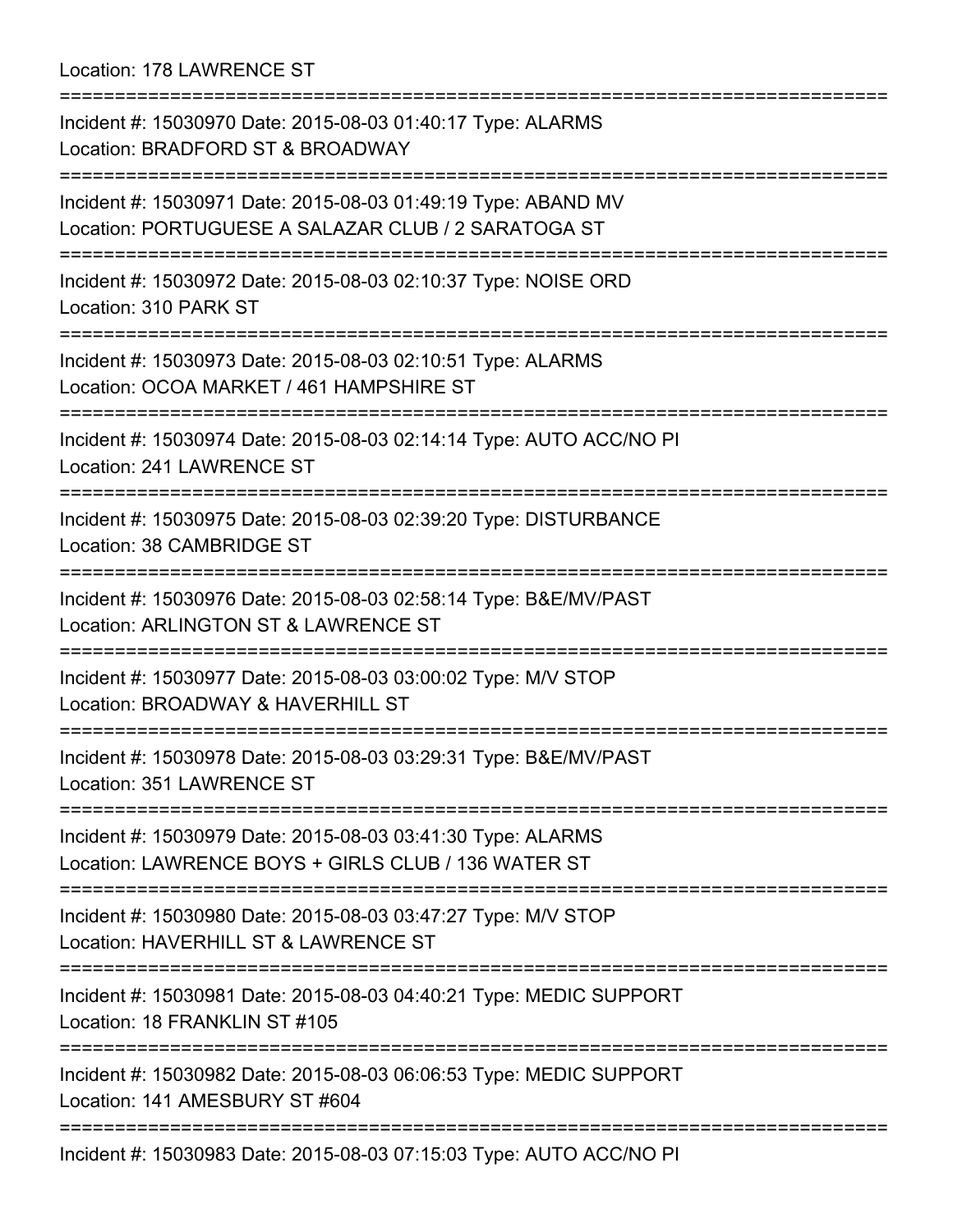Location: 178 LAWRENCE ST

===========================================================================

Incident #: 15030970 Date: 2015-08-03 01:40:17 Type: ALARMS
Location: BRADFORD ST & BROADWAY

===========================================================================

Incident #: 15030971 Date: 2015-08-03 01:49:19 Type: ABAND MV
Location: PORTUGUESE A SALAZAR CLUB / 2 SARATOGA ST

===========================================================================

Incident #: 15030972 Date: 2015-08-03 02:10:37 Type: NOISE ORD
Location: 310 PARK ST

===========================================================================

Incident #: 15030973 Date: 2015-08-03 02:10:51 Type: ALARMS
Location: OCOA MARKET / 461 HAMPSHIRE ST

===========================================================================

Incident #: 15030974 Date: 2015-08-03 02:14:14 Type: AUTO ACC/NO PI
Location: 241 LAWRENCE ST

===========================================================================

Incident #: 15030975 Date: 2015-08-03 02:39:20 Type: DISTURBANCE
Location: 38 CAMBRIDGE ST

===========================================================================

Incident #: 15030976 Date: 2015-08-03 02:58:14 Type: B&E/MV/PAST
Location: ARLINGTON ST & LAWRENCE ST

===========================================================================

Incident #: 15030977 Date: 2015-08-03 03:00:02 Type: M/V STOP
Location: BROADWAY & HAVERHILL ST

===========================================================================

Incident #: 15030978 Date: 2015-08-03 03:29:31 Type: B&E/MV/PAST
Location: 351 LAWRENCE ST

===========================================================================

Incident #: 15030979 Date: 2015-08-03 03:41:30 Type: ALARMS
Location: LAWRENCE BOYS + GIRLS CLUB / 136 WATER ST

===========================================================================

Incident #: 15030980 Date: 2015-08-03 03:47:27 Type: M/V STOP
Location: HAVERHILL ST & LAWRENCE ST

===========================================================================

Incident #: 15030981 Date: 2015-08-03 04:40:21 Type: MEDIC SUPPORT
Location: 18 FRANKLIN ST #105

===========================================================================

Incident #: 15030982 Date: 2015-08-03 06:06:53 Type: MEDIC SUPPORT
Location: 141 AMESBURY ST #604

===========================================================================

Incident #: 15030983 Date: 2015-08-03 07:15:03 Type: AUTO ACC/NO PI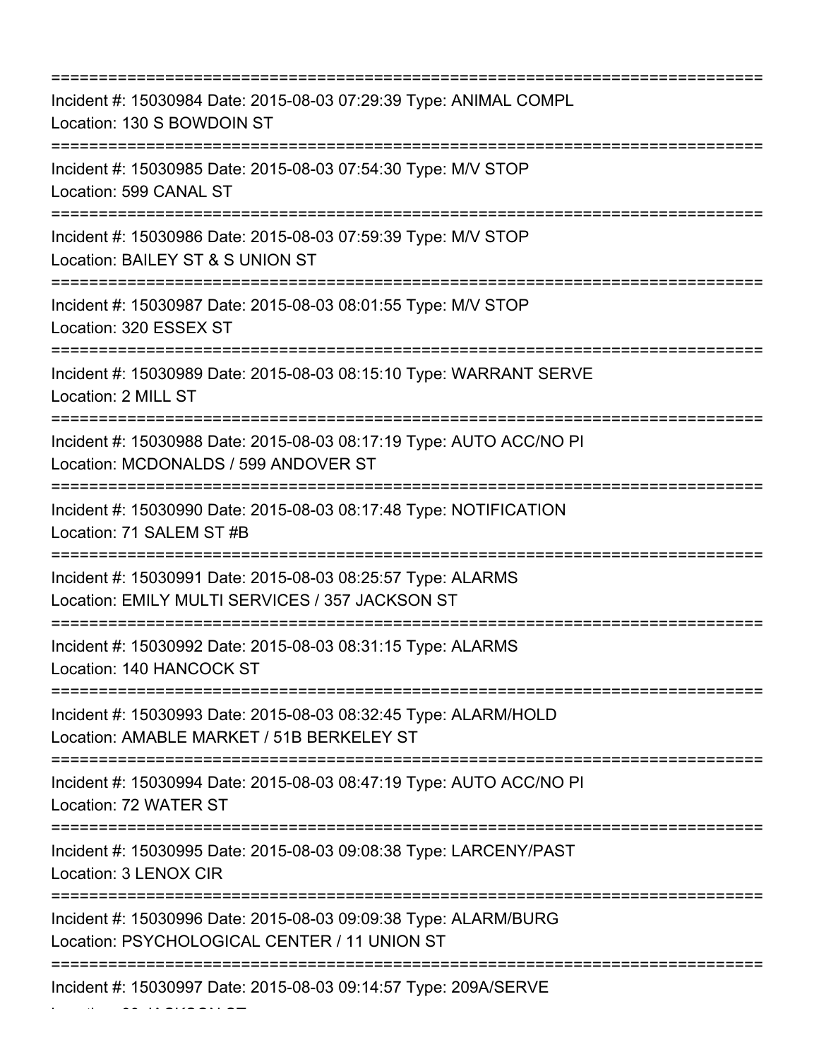===========================================================================

Incident #: 15030984 Date: 2015-08-03 07:29:39 Type: ANIMAL COMPL
Location: 130 S BOWDOIN ST

===========================================================================

Incident #: 15030985 Date: 2015-08-03 07:54:30 Type: M/V STOP
Location: 599 CANAL ST

===========================================================================

Incident #: 15030986 Date: 2015-08-03 07:59:39 Type: M/V STOP
Location: BAILEY ST & S UNION ST

===========================================================================

Incident #: 15030987 Date: 2015-08-03 08:01:55 Type: M/V STOP
Location: 320 ESSEX ST

===========================================================================

Incident #: 15030989 Date: 2015-08-03 08:15:10 Type: WARRANT SERVE
Location: 2 MILL ST

===========================================================================

Incident #: 15030988 Date: 2015-08-03 08:17:19 Type: AUTO ACC/NO PI
Location: MCDONALDS / 599 ANDOVER ST

===========================================================================

Incident #: 15030990 Date: 2015-08-03 08:17:48 Type: NOTIFICATION
Location: 71 SALEM ST #B

===========================================================================

Incident #: 15030991 Date: 2015-08-03 08:25:57 Type: ALARMS
Location: EMILY MULTI SERVICES / 357 JACKSON ST

===========================================================================

Incident #: 15030992 Date: 2015-08-03 08:31:15 Type: ALARMS
Location: 140 HANCOCK ST

===========================================================================

Incident #: 15030993 Date: 2015-08-03 08:32:45 Type: ALARM/HOLD
Location: AMABLE MARKET / 51B BERKELEY ST

===========================================================================

Incident #: 15030994 Date: 2015-08-03 08:47:19 Type: AUTO ACC/NO PI
Location: 72 WATER ST

===========================================================================

Incident #: 15030995 Date: 2015-08-03 09:08:38 Type: LARCENY/PAST
Location: 3 LENOX CIR

===========================================================================

Incident #: 15030996 Date: 2015-08-03 09:09:38 Type: ALARM/BURG
Location: PSYCHOLOGICAL CENTER / 11 UNION ST

===========================================================================

Incident #: 15030997 Date: 2015-08-03 09:14:57 Type: 209A/SERVE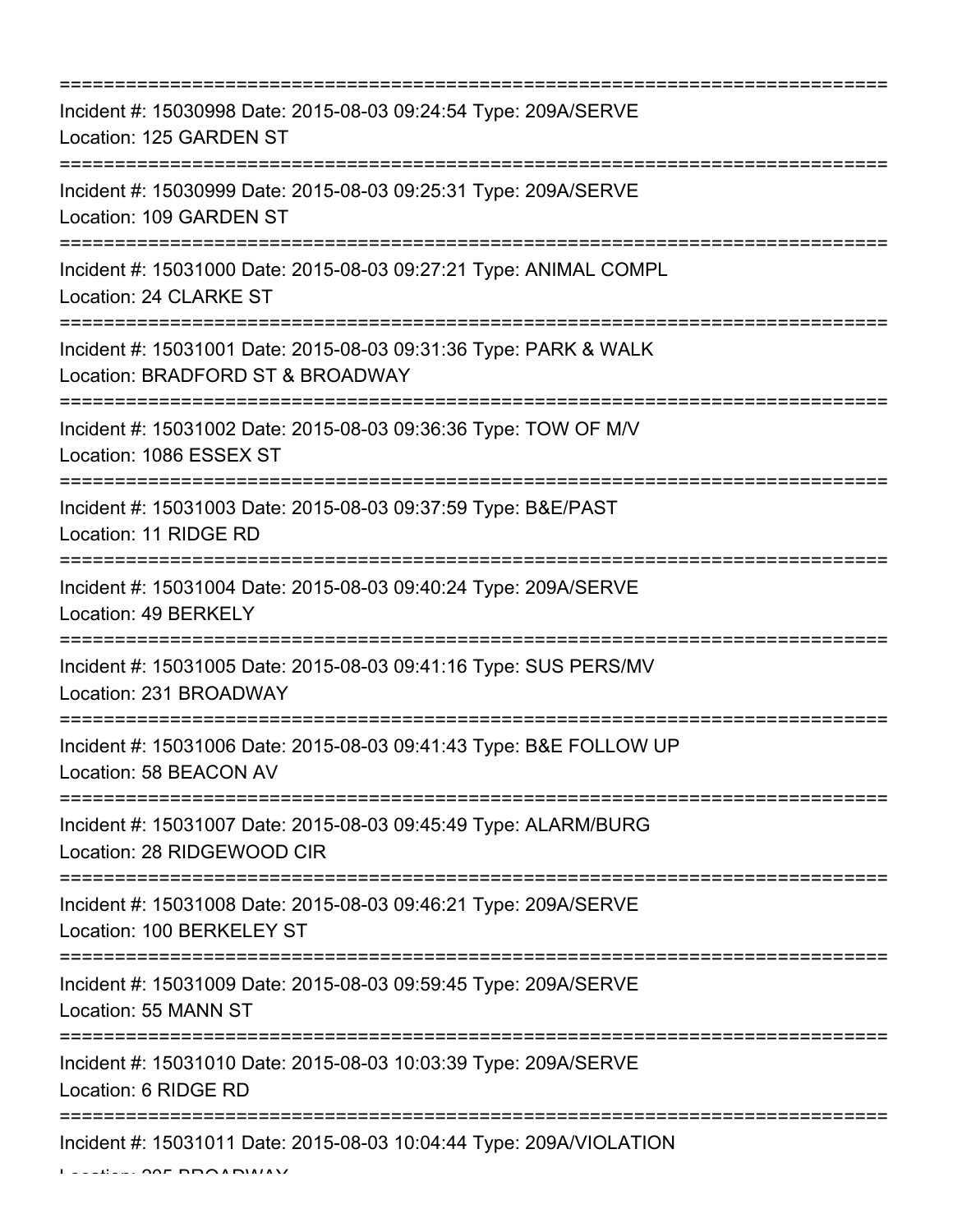===========================================================================
Incident #: 15030998 Date: 2015-08-03 09:24:54 Type: 209A/SERVE
Location: 125 GARDEN ST
===========================================================================
Incident #: 15030999 Date: 2015-08-03 09:25:31 Type: 209A/SERVE
Location: 109 GARDEN ST
===========================================================================
Incident #: 15031000 Date: 2015-08-03 09:27:21 Type: ANIMAL COMPL
Location: 24 CLARKE ST
===========================================================================
Incident #: 15031001 Date: 2015-08-03 09:31:36 Type: PARK & WALK
Location: BRADFORD ST & BROADWAY
===========================================================================
Incident #: 15031002 Date: 2015-08-03 09:36:36 Type: TOW OF M/V
Location: 1086 ESSEX ST
===========================================================================
Incident #: 15031003 Date: 2015-08-03 09:37:59 Type: B&E/PAST
Location: 11 RIDGE RD
===========================================================================
Incident #: 15031004 Date: 2015-08-03 09:40:24 Type: 209A/SERVE
Location: 49 BERKELY
===========================================================================
Incident #: 15031005 Date: 2015-08-03 09:41:16 Type: SUS PERS/MV
Location: 231 BROADWAY
===========================================================================
Incident #: 15031006 Date: 2015-08-03 09:41:43 Type: B&E FOLLOW UP
Location: 58 BEACON AV
===========================================================================
Incident #: 15031007 Date: 2015-08-03 09:45:49 Type: ALARM/BURG
Location: 28 RIDGEWOOD CIR
===========================================================================
Incident #: 15031008 Date: 2015-08-03 09:46:21 Type: 209A/SERVE
Location: 100 BERKELEY ST
===========================================================================
Incident #: 15031009 Date: 2015-08-03 09:59:45 Type: 209A/SERVE
Location: 55 MANN ST
===========================================================================
Incident #: 15031010 Date: 2015-08-03 10:03:39 Type: 209A/SERVE
Location: 6 RIDGE RD
===========================================================================
Incident #: 15031011 Date: 2015-08-03 10:04:44 Type: 209A/VIOLATION
Location: 205 BROADWAY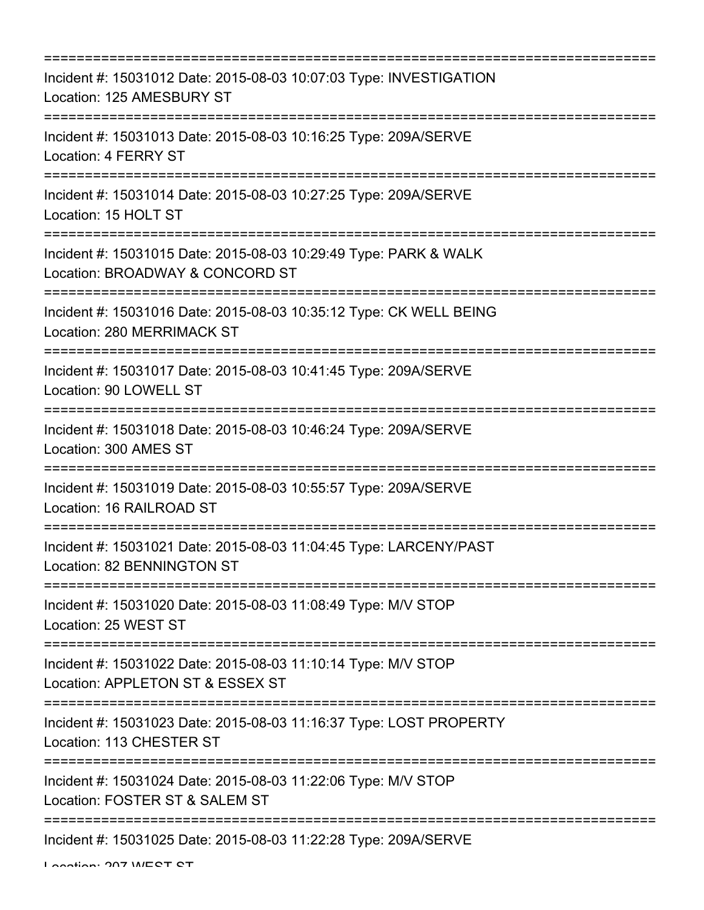===========================================================================
Incident #: 15031012 Date: 2015-08-03 10:07:03 Type: INVESTIGATION
Location: 125 AMESBURY ST
===========================================================================
Incident #: 15031013 Date: 2015-08-03 10:16:25 Type: 209A/SERVE
Location: 4 FERRY ST
===========================================================================
Incident #: 15031014 Date: 2015-08-03 10:27:25 Type: 209A/SERVE
Location: 15 HOLT ST
===========================================================================
Incident #: 15031015 Date: 2015-08-03 10:29:49 Type: PARK & WALK
Location: BROADWAY & CONCORD ST
===========================================================================
Incident #: 15031016 Date: 2015-08-03 10:35:12 Type: CK WELL BEING
Location: 280 MERRIMACK ST
===========================================================================
Incident #: 15031017 Date: 2015-08-03 10:41:45 Type: 209A/SERVE
Location: 90 LOWELL ST
===========================================================================
Incident #: 15031018 Date: 2015-08-03 10:46:24 Type: 209A/SERVE
Location: 300 AMES ST
===========================================================================
Incident #: 15031019 Date: 2015-08-03 10:55:57 Type: 209A/SERVE
Location: 16 RAILROAD ST
===========================================================================
Incident #: 15031021 Date: 2015-08-03 11:04:45 Type: LARCENY/PAST
Location: 82 BENNINGTON ST
===========================================================================
Incident #: 15031020 Date: 2015-08-03 11:08:49 Type: M/V STOP
Location: 25 WEST ST
===========================================================================
Incident #: 15031022 Date: 2015-08-03 11:10:14 Type: M/V STOP
Location: APPLETON ST & ESSEX ST
===========================================================================
Incident #: 15031023 Date: 2015-08-03 11:16:37 Type: LOST PROPERTY
Location: 113 CHESTER ST
===========================================================================
Incident #: 15031024 Date: 2015-08-03 11:22:06 Type: M/V STOP
Location: FOSTER ST & SALEM ST
===========================================================================
Incident #: 15031025 Date: 2015-08-03 11:22:28 Type: 209A/SERVE
Location: 207 WEST ST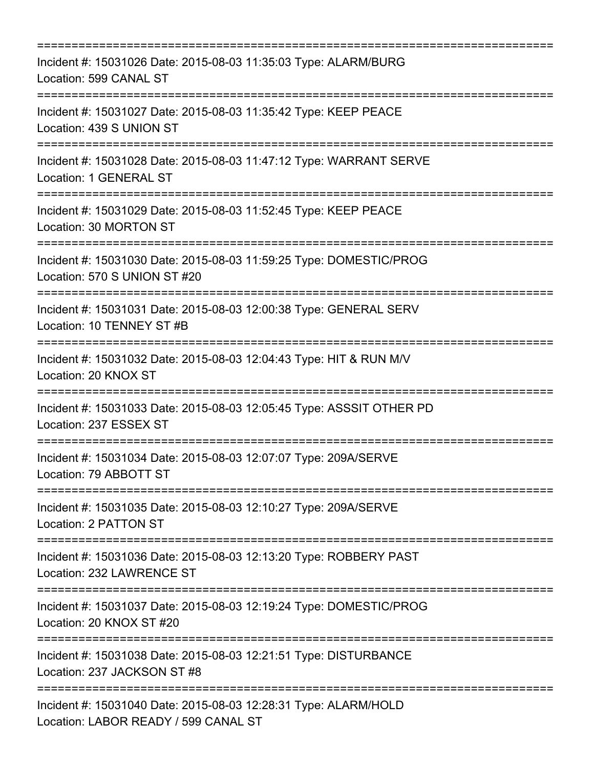===========================================================================

Incident #: 15031026 Date: 2015-08-03 11:35:03 Type: ALARM/BURG
Location: 599 CANAL ST

===========================================================================

Incident #: 15031027 Date: 2015-08-03 11:35:42 Type: KEEP PEACE
Location: 439 S UNION ST

===========================================================================

Incident #: 15031028 Date: 2015-08-03 11:47:12 Type: WARRANT SERVE
Location: 1 GENERAL ST

===========================================================================

Incident #: 15031029 Date: 2015-08-03 11:52:45 Type: KEEP PEACE
Location: 30 MORTON ST

===========================================================================

Incident #: 15031030 Date: 2015-08-03 11:59:25 Type: DOMESTIC/PROG
Location: 570 S UNION ST #20

===========================================================================

Incident #: 15031031 Date: 2015-08-03 12:00:38 Type: GENERAL SERV
Location: 10 TENNEY ST #B

===========================================================================

Incident #: 15031032 Date: 2015-08-03 12:04:43 Type: HIT & RUN M/V
Location: 20 KNOX ST

===========================================================================

Incident #: 15031033 Date: 2015-08-03 12:05:45 Type: ASSSIT OTHER PD
Location: 237 ESSEX ST

===========================================================================

Incident #: 15031034 Date: 2015-08-03 12:07:07 Type: 209A/SERVE
Location: 79 ABBOTT ST

===========================================================================

Incident #: 15031035 Date: 2015-08-03 12:10:27 Type: 209A/SERVE
Location: 2 PATTON ST

===========================================================================

Incident #: 15031036 Date: 2015-08-03 12:13:20 Type: ROBBERY PAST
Location: 232 LAWRENCE ST

===========================================================================

Incident #: 15031037 Date: 2015-08-03 12:19:24 Type: DOMESTIC/PROG
Location: 20 KNOX ST #20

===========================================================================

Incident #: 15031038 Date: 2015-08-03 12:21:51 Type: DISTURBANCE
Location: 237 JACKSON ST #8

===========================================================================

Incident #: 15031040 Date: 2015-08-03 12:28:31 Type: ALARM/HOLD
Location: LABOR READY / 599 CANAL ST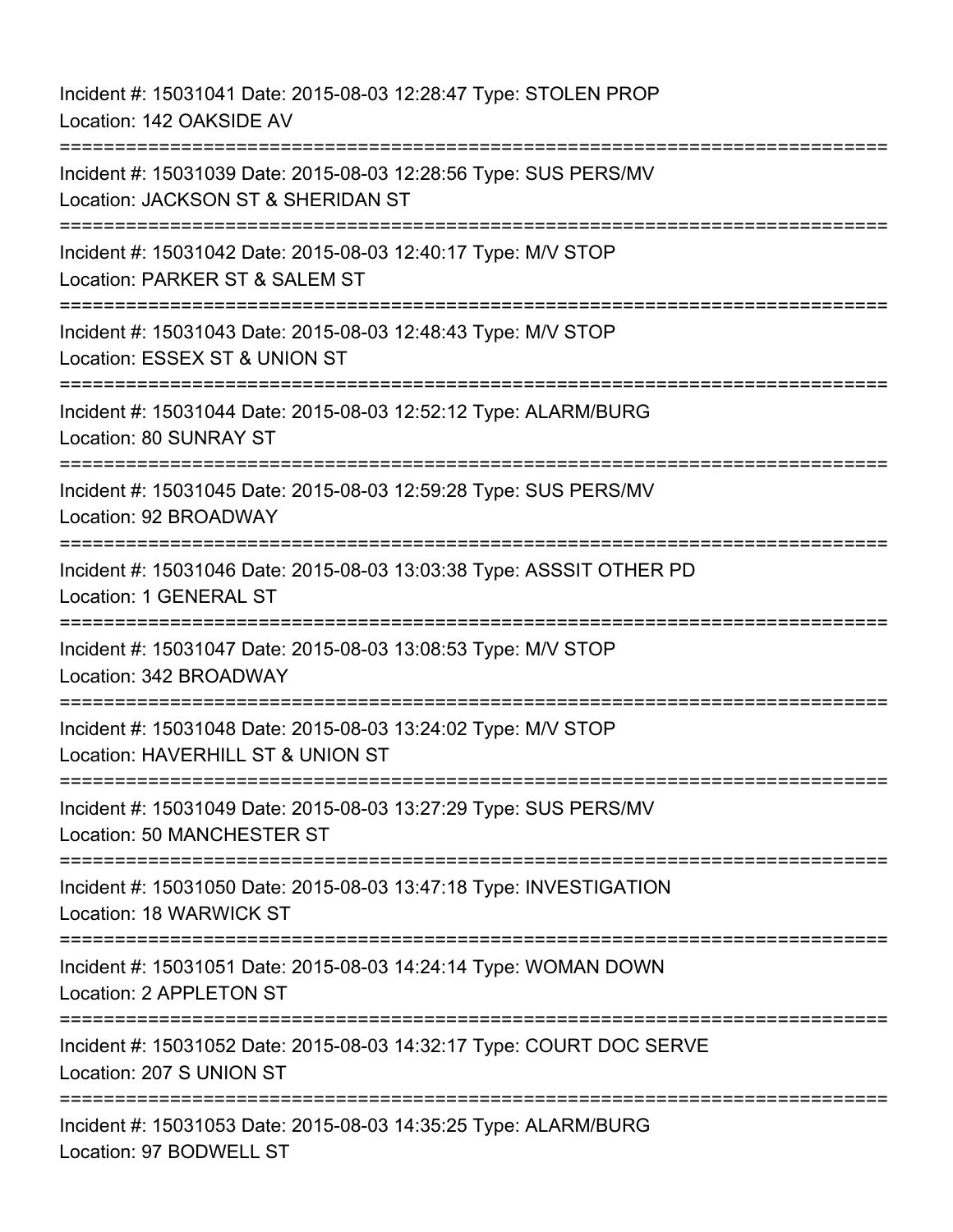Incident #: 15031041 Date: 2015-08-03 12:28:47 Type: STOLEN PROP
Location: 142 OAKSIDE AV

===========================================================================

Incident #: 15031039 Date: 2015-08-03 12:28:56 Type: SUS PERS/MV
Location: JACKSON ST & SHERIDAN ST

===========================================================================

Incident #: 15031042 Date: 2015-08-03 12:40:17 Type: M/V STOP
Location: PARKER ST & SALEM ST

===========================================================================

Incident #: 15031043 Date: 2015-08-03 12:48:43 Type: M/V STOP
Location: ESSEX ST & UNION ST

===========================================================================

Incident #: 15031044 Date: 2015-08-03 12:52:12 Type: ALARM/BURG
Location: 80 SUNRAY ST

===========================================================================

Incident #: 15031045 Date: 2015-08-03 12:59:28 Type: SUS PERS/MV
Location: 92 BROADWAY

===========================================================================

Incident #: 15031046 Date: 2015-08-03 13:03:38 Type: ASSSIT OTHER PD
Location: 1 GENERAL ST

===========================================================================

Incident #: 15031047 Date: 2015-08-03 13:08:53 Type: M/V STOP
Location: 342 BROADWAY

===========================================================================

Incident #: 15031048 Date: 2015-08-03 13:24:02 Type: M/V STOP
Location: HAVERHILL ST & UNION ST

===========================================================================

Incident #: 15031049 Date: 2015-08-03 13:27:29 Type: SUS PERS/MV
Location: 50 MANCHESTER ST

===========================================================================

Incident #: 15031050 Date: 2015-08-03 13:47:18 Type: INVESTIGATION
Location: 18 WARWICK ST

===========================================================================

Incident #: 15031051 Date: 2015-08-03 14:24:14 Type: WOMAN DOWN
Location: 2 APPLETON ST

===========================================================================

Incident #: 15031052 Date: 2015-08-03 14:32:17 Type: COURT DOC SERVE
Location: 207 S UNION ST

===========================================================================

Incident #: 15031053 Date: 2015-08-03 14:35:25 Type: ALARM/BURG
Location: 97 BODWELL ST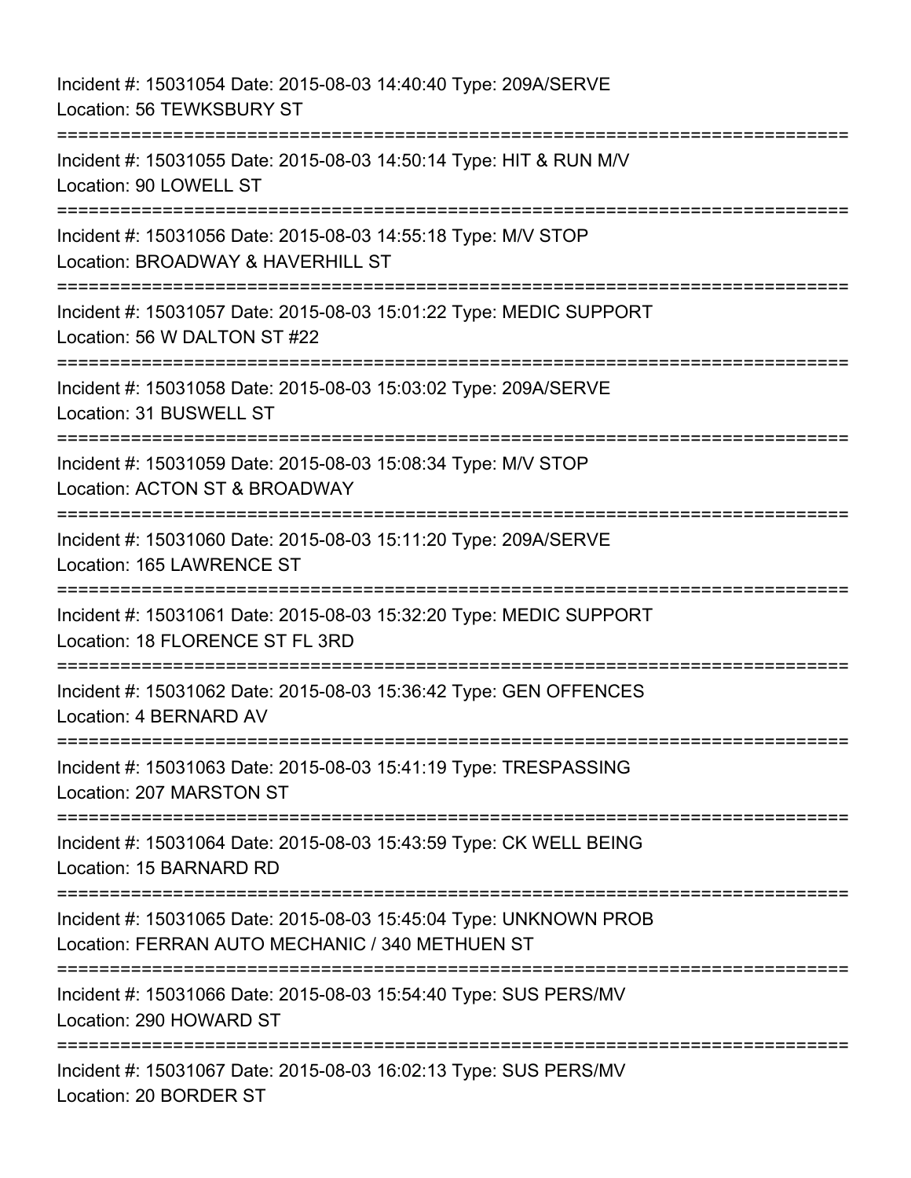Incident #: 15031054 Date: 2015-08-03 14:40:40 Type: 209A/SERVE
Location: 56 TEWKSBURY ST

===========================================================================

Incident #: 15031055 Date: 2015-08-03 14:50:14 Type: HIT & RUN M/V
Location: 90 LOWELL ST

===========================================================================

Incident #: 15031056 Date: 2015-08-03 14:55:18 Type: M/V STOP
Location: BROADWAY & HAVERHILL ST

===========================================================================

Incident #: 15031057 Date: 2015-08-03 15:01:22 Type: MEDIC SUPPORT
Location: 56 W DALTON ST #22

===========================================================================

Incident #: 15031058 Date: 2015-08-03 15:03:02 Type: 209A/SERVE
Location: 31 BUSWELL ST

===========================================================================

Incident #: 15031059 Date: 2015-08-03 15:08:34 Type: M/V STOP
Location: ACTON ST & BROADWAY

===========================================================================

Incident #: 15031060 Date: 2015-08-03 15:11:20 Type: 209A/SERVE
Location: 165 LAWRENCE ST

===========================================================================

Incident #: 15031061 Date: 2015-08-03 15:32:20 Type: MEDIC SUPPORT
Location: 18 FLORENCE ST FL 3RD

===========================================================================

Incident #: 15031062 Date: 2015-08-03 15:36:42 Type: GEN OFFENCES
Location: 4 BERNARD AV

===========================================================================

Incident #: 15031063 Date: 2015-08-03 15:41:19 Type: TRESPASSING
Location: 207 MARSTON ST

===========================================================================

Incident #: 15031064 Date: 2015-08-03 15:43:59 Type: CK WELL BEING
Location: 15 BARNARD RD

===========================================================================

Incident #: 15031065 Date: 2015-08-03 15:45:04 Type: UNKNOWN PROB
Location: FERRAN AUTO MECHANIC / 340 METHUEN ST

===========================================================================

Incident #: 15031066 Date: 2015-08-03 15:54:40 Type: SUS PERS/MV
Location: 290 HOWARD ST

===========================================================================

Incident #: 15031067 Date: 2015-08-03 16:02:13 Type: SUS PERS/MV
Location: 20 BORDER ST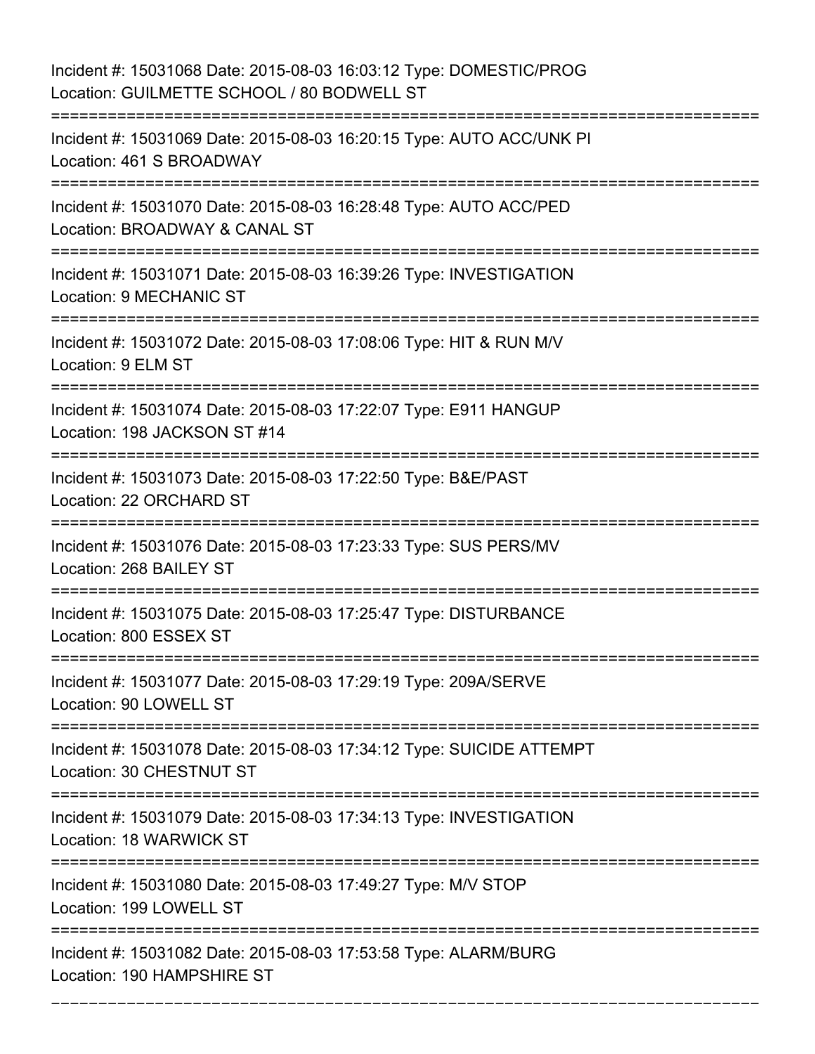Incident #: 15031068 Date: 2015-08-03 16:03:12 Type: DOMESTIC/PROG
Location: GUILMETTE SCHOOL / 80 BODWELL ST

===========================================================================

Incident #: 15031069 Date: 2015-08-03 16:20:15 Type: AUTO ACC/UNK PI
Location: 461 S BROADWAY

===========================================================================

Incident #: 15031070 Date: 2015-08-03 16:28:48 Type: AUTO ACC/PED
Location: BROADWAY & CANAL ST

===========================================================================

Incident #: 15031071 Date: 2015-08-03 16:39:26 Type: INVESTIGATION
Location: 9 MECHANIC ST

===========================================================================

Incident #: 15031072 Date: 2015-08-03 17:08:06 Type: HIT & RUN M/V
Location: 9 ELM ST

===========================================================================

Incident #: 15031074 Date: 2015-08-03 17:22:07 Type: E911 HANGUP
Location: 198 JACKSON ST #14

===========================================================================

Incident #: 15031073 Date: 2015-08-03 17:22:50 Type: B&E/PAST
Location: 22 ORCHARD ST

===========================================================================

Incident #: 15031076 Date: 2015-08-03 17:23:33 Type: SUS PERS/MV
Location: 268 BAILEY ST

===========================================================================

Incident #: 15031075 Date: 2015-08-03 17:25:47 Type: DISTURBANCE
Location: 800 ESSEX ST

===========================================================================

Incident #: 15031077 Date: 2015-08-03 17:29:19 Type: 209A/SERVE
Location: 90 LOWELL ST

===========================================================================

Incident #: 15031078 Date: 2015-08-03 17:34:12 Type: SUICIDE ATTEMPT
Location: 30 CHESTNUT ST

===========================================================================

Incident #: 15031079 Date: 2015-08-03 17:34:13 Type: INVESTIGATION
Location: 18 WARWICK ST

===========================================================================

Incident #: 15031080 Date: 2015-08-03 17:49:27 Type: M/V STOP
Location: 199 LOWELL ST

===========================================================================

Incident #: 15031082 Date: 2015-08-03 17:53:58 Type: ALARM/BURG
Location: 190 HAMPSHIRE ST

===========================================================================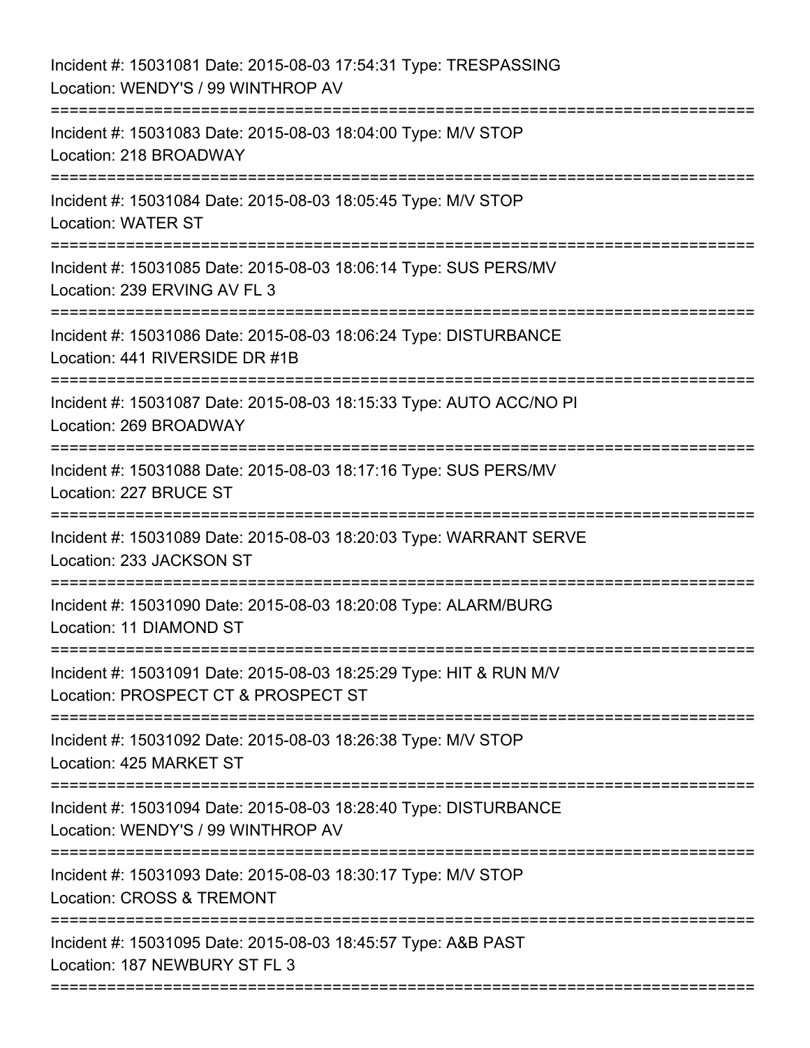Incident #: 15031081 Date: 2015-08-03 17:54:31 Type: TRESPASSING
Location: WENDY'S / 99 WINTHROP AV
===========================================================================
Incident #: 15031083 Date: 2015-08-03 18:04:00 Type: M/V STOP
Location: 218 BROADWAY
===========================================================================
Incident #: 15031084 Date: 2015-08-03 18:05:45 Type: M/V STOP
Location: WATER ST
===========================================================================
Incident #: 15031085 Date: 2015-08-03 18:06:14 Type: SUS PERS/MV
Location: 239 ERVING AV FL 3
===========================================================================
Incident #: 15031086 Date: 2015-08-03 18:06:24 Type: DISTURBANCE
Location: 441 RIVERSIDE DR #1B
===========================================================================
Incident #: 15031087 Date: 2015-08-03 18:15:33 Type: AUTO ACC/NO PI
Location: 269 BROADWAY
===========================================================================
Incident #: 15031088 Date: 2015-08-03 18:17:16 Type: SUS PERS/MV
Location: 227 BRUCE ST
===========================================================================
Incident #: 15031089 Date: 2015-08-03 18:20:03 Type: WARRANT SERVE
Location: 233 JACKSON ST
===========================================================================
Incident #: 15031090 Date: 2015-08-03 18:20:08 Type: ALARM/BURG
Location: 11 DIAMOND ST
===========================================================================
Incident #: 15031091 Date: 2015-08-03 18:25:29 Type: HIT & RUN M/V
Location: PROSPECT CT & PROSPECT ST
===========================================================================
Incident #: 15031092 Date: 2015-08-03 18:26:38 Type: M/V STOP
Location: 425 MARKET ST
===========================================================================
Incident #: 15031094 Date: 2015-08-03 18:28:40 Type: DISTURBANCE
Location: WENDY'S / 99 WINTHROP AV
===========================================================================
Incident #: 15031093 Date: 2015-08-03 18:30:17 Type: M/V STOP
Location: CROSS & TREMONT
===========================================================================
Incident #: 15031095 Date: 2015-08-03 18:45:57 Type: A&B PAST
Location: 187 NEWBURY ST FL 3
===========================================================================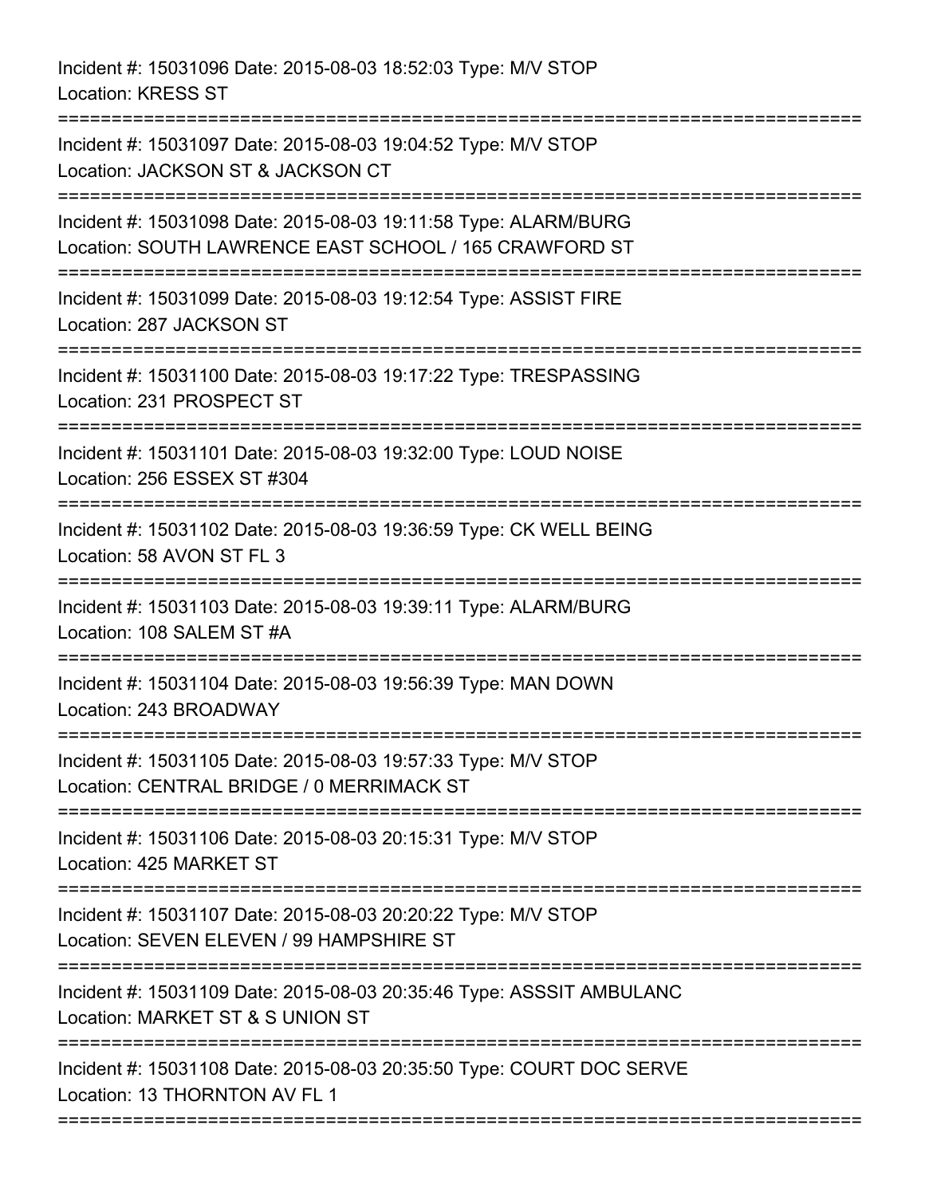Incident #: 15031096 Date: 2015-08-03 18:52:03 Type: M/V STOP
Location: KRESS ST

===========================================================================

Incident #: 15031097 Date: 2015-08-03 19:04:52 Type: M/V STOP
Location: JACKSON ST & JACKSON CT

===========================================================================

Incident #: 15031098 Date: 2015-08-03 19:11:58 Type: ALARM/BURG
Location: SOUTH LAWRENCE EAST SCHOOL / 165 CRAWFORD ST

===========================================================================

Incident #: 15031099 Date: 2015-08-03 19:12:54 Type: ASSIST FIRE
Location: 287 JACKSON ST

===========================================================================

Incident #: 15031100 Date: 2015-08-03 19:17:22 Type: TRESPASSING
Location: 231 PROSPECT ST

===========================================================================

Incident #: 15031101 Date: 2015-08-03 19:32:00 Type: LOUD NOISE
Location: 256 ESSEX ST #304

===========================================================================

Incident #: 15031102 Date: 2015-08-03 19:36:59 Type: CK WELL BEING
Location: 58 AVON ST FL 3

===========================================================================

Incident #: 15031103 Date: 2015-08-03 19:39:11 Type: ALARM/BURG
Location: 108 SALEM ST #A

===========================================================================

Incident #: 15031104 Date: 2015-08-03 19:56:39 Type: MAN DOWN
Location: 243 BROADWAY

===========================================================================

Incident #: 15031105 Date: 2015-08-03 19:57:33 Type: M/V STOP
Location: CENTRAL BRIDGE / 0 MERRIMACK ST

===========================================================================

Incident #: 15031106 Date: 2015-08-03 20:15:31 Type: M/V STOP
Location: 425 MARKET ST

===========================================================================

Incident #: 15031107 Date: 2015-08-03 20:20:22 Type: M/V STOP
Location: SEVEN ELEVEN / 99 HAMPSHIRE ST

===========================================================================

Incident #: 15031109 Date: 2015-08-03 20:35:46 Type: ASSSIT AMBULANC
Location: MARKET ST & S UNION ST

===========================================================================

Incident #: 15031108 Date: 2015-08-03 20:35:50 Type: COURT DOC SERVE
Location: 13 THORNTON AV FL 1

===========================================================================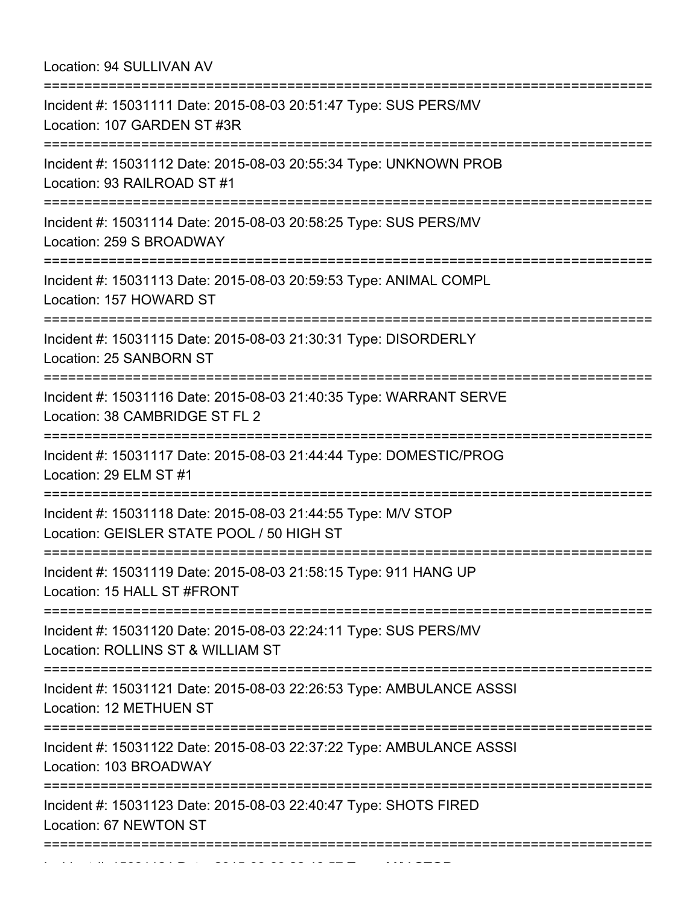Location: 94 SULLIVAN AV

===========================================================================

Incident #: 15031111 Date: 2015-08-03 20:51:47 Type: SUS PERS/MV
Location: 107 GARDEN ST #3R

===========================================================================

Incident #: 15031112 Date: 2015-08-03 20:55:34 Type: UNKNOWN PROB
Location: 93 RAILROAD ST #1

===========================================================================

Incident #: 15031114 Date: 2015-08-03 20:58:25 Type: SUS PERS/MV
Location: 259 S BROADWAY

===========================================================================

Incident #: 15031113 Date: 2015-08-03 20:59:53 Type: ANIMAL COMPL
Location: 157 HOWARD ST

===========================================================================

Incident #: 15031115 Date: 2015-08-03 21:30:31 Type: DISORDERLY
Location: 25 SANBORN ST

===========================================================================

Incident #: 15031116 Date: 2015-08-03 21:40:35 Type: WARRANT SERVE
Location: 38 CAMBRIDGE ST FL 2

===========================================================================

Incident #: 15031117 Date: 2015-08-03 21:44:44 Type: DOMESTIC/PROG
Location: 29 ELM ST #1

===========================================================================

Incident #: 15031118 Date: 2015-08-03 21:44:55 Type: M/V STOP
Location: GEISLER STATE POOL / 50 HIGH ST

===========================================================================

Incident #: 15031119 Date: 2015-08-03 21:58:15 Type: 911 HANG UP
Location: 15 HALL ST #FRONT

===========================================================================

Incident #: 15031120 Date: 2015-08-03 22:24:11 Type: SUS PERS/MV
Location: ROLLINS ST & WILLIAM ST

===========================================================================

Incident #: 15031121 Date: 2015-08-03 22:26:53 Type: AMBULANCE ASSSI
Location: 12 METHUEN ST

===========================================================================

Incident #: 15031122 Date: 2015-08-03 22:37:22 Type: AMBULANCE ASSSI
Location: 103 BROADWAY

===========================================================================

Incident #: 15031123 Date: 2015-08-03 22:40:47 Type: SHOTS FIRED
Location: 67 NEWTON ST

===========================================================================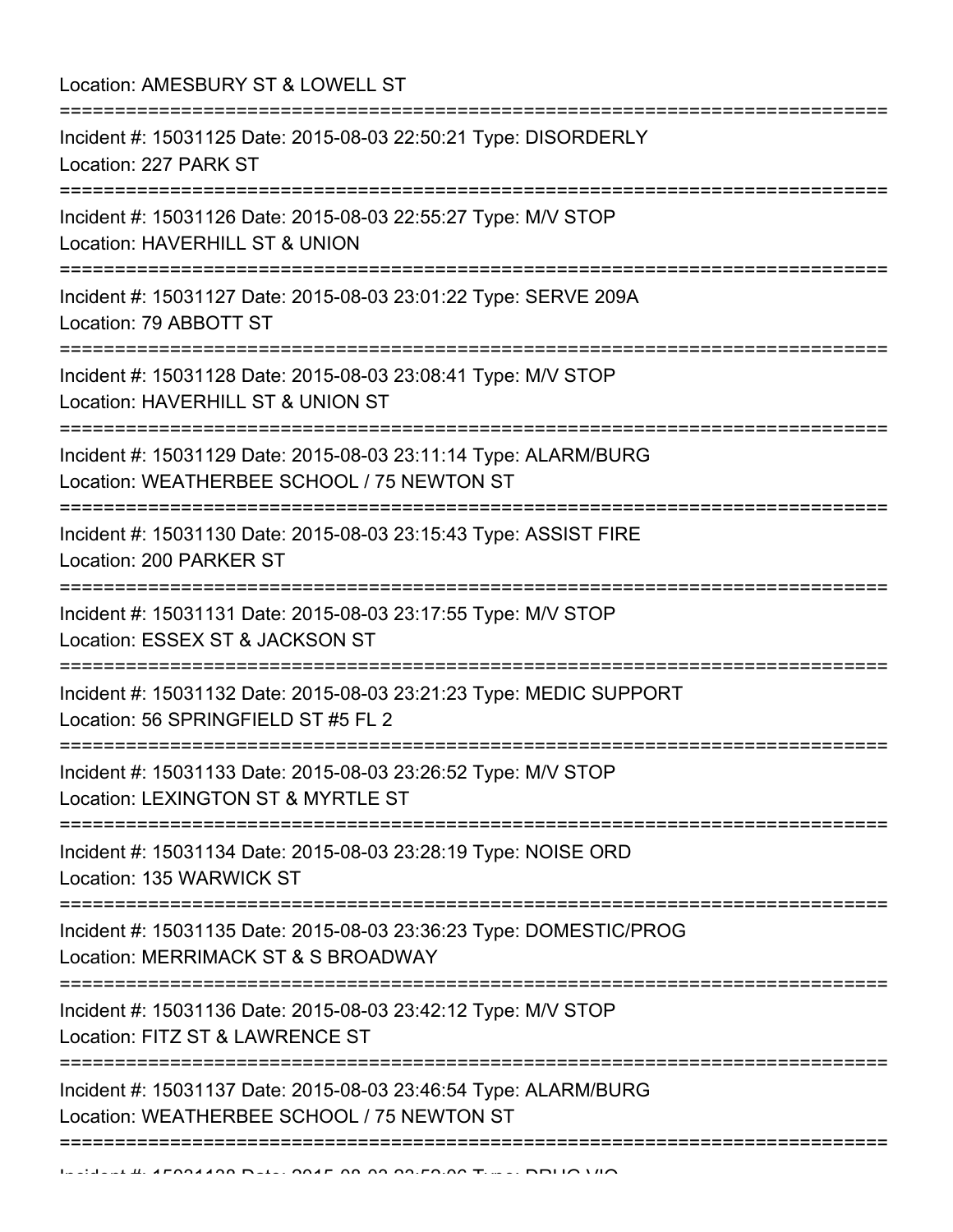Location: AMESBURY ST & LOWELL ST

===========================================================================

Incident #: 15031125 Date: 2015-08-03 22:50:21 Type: DISORDERLY
Location: 227 PARK ST

===========================================================================

Incident #: 15031126 Date: 2015-08-03 22:55:27 Type: M/V STOP
Location: HAVERHILL ST & UNION

===========================================================================

Incident #: 15031127 Date: 2015-08-03 23:01:22 Type: SERVE 209A
Location: 79 ABBOTT ST

===========================================================================

Incident #: 15031128 Date: 2015-08-03 23:08:41 Type: M/V STOP
Location: HAVERHILL ST & UNION ST

===========================================================================

Incident #: 15031129 Date: 2015-08-03 23:11:14 Type: ALARM/BURG
Location: WEATHERBEE SCHOOL / 75 NEWTON ST

===========================================================================

Incident #: 15031130 Date: 2015-08-03 23:15:43 Type: ASSIST FIRE
Location: 200 PARKER ST

===========================================================================

Incident #: 15031131 Date: 2015-08-03 23:17:55 Type: M/V STOP
Location: ESSEX ST & JACKSON ST

===========================================================================

Incident #: 15031132 Date: 2015-08-03 23:21:23 Type: MEDIC SUPPORT
Location: 56 SPRINGFIELD ST #5 FL 2

===========================================================================

Incident #: 15031133 Date: 2015-08-03 23:26:52 Type: M/V STOP
Location: LEXINGTON ST & MYRTLE ST

===========================================================================

Incident #: 15031134 Date: 2015-08-03 23:28:19 Type: NOISE ORD
Location: 135 WARWICK ST

===========================================================================

Incident #: 15031135 Date: 2015-08-03 23:36:23 Type: DOMESTIC/PROG
Location: MERRIMACK ST & S BROADWAY

===========================================================================

Incident #: 15031136 Date: 2015-08-03 23:42:12 Type: M/V STOP
Location: FITZ ST & LAWRENCE ST

===========================================================================

Incident #: 15031137 Date: 2015-08-03 23:46:54 Type: ALARM/BURG
Location: WEATHERBEE SCHOOL / 75 NEWTON ST

===========================================================================

Incident #: 15031138 Date: 2015-08-03 23:52:06 Type: DRUG VIO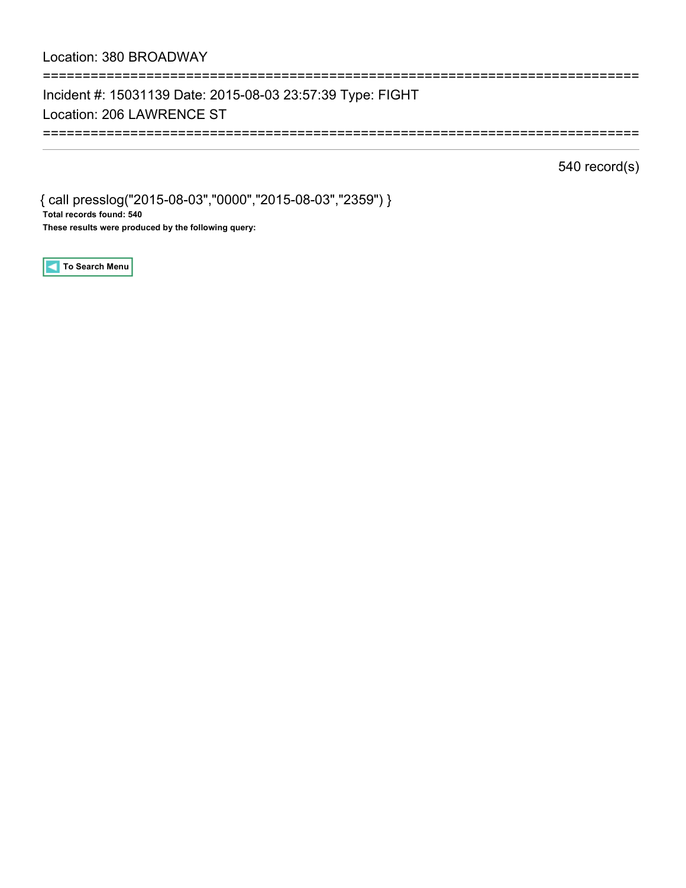Location: 380 BROADWAY

===========================================================================

Incident #: 15031139 Date: 2015-08-03 23:57:39 Type: FIGHT

Location: 206 LAWRENCE ST

===========================================================================

---

540 record(s)

{ call presslog("2015-08-03","0000","2015-08-03","2359") }

**Total records found: 540**

**These results were produced by the following query:**

To Search Menu